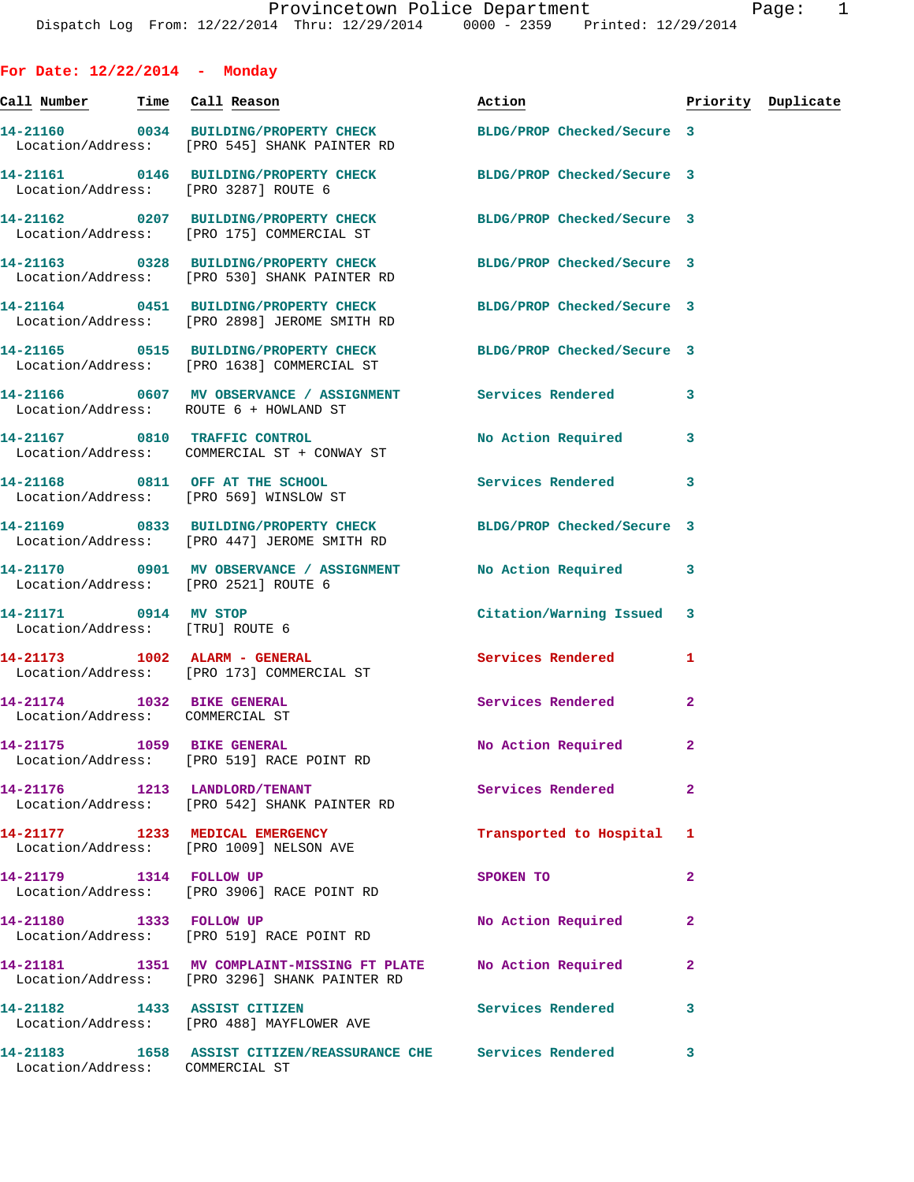# Provincetown Police Department

Dispatch Log From: 12/22/2014 Thru: 12/29/2014 0000 - 2359 Printed: 12/29/2014

## For Date: 12/22/2014 - Monday

| Call Number | Time | Call Reason | Action | Priority | Duplicate |
|---|---|---|---|---|---|
| 14-21160 | 0034 | BUILDING/PROPERTY CHECK | BLDG/PROP Checked/Secure | 3 | |
| Location/Address: | | [PRO 545] SHANK PAINTER RD | | | |
| 14-21161 | 0146 | BUILDING/PROPERTY CHECK | BLDG/PROP Checked/Secure | 3 | |
| Location/Address: | | [PRO 3287] ROUTE 6 | | | |
| 14-21162 | 0207 | BUILDING/PROPERTY CHECK | BLDG/PROP Checked/Secure | 3 | |
| Location/Address: | | [PRO 175] COMMERCIAL ST | | | |
| 14-21163 | 0328 | BUILDING/PROPERTY CHECK | BLDG/PROP Checked/Secure | 3 | |
| Location/Address: | | [PRO 530] SHANK PAINTER RD | | | |
| 14-21164 | 0451 | BUILDING/PROPERTY CHECK | BLDG/PROP Checked/Secure | 3 | |
| Location/Address: | | [PRO 2898] JEROME SMITH RD | | | |
| 14-21165 | 0515 | BUILDING/PROPERTY CHECK | BLDG/PROP Checked/Secure | 3 | |
| Location/Address: | | [PRO 1638] COMMERCIAL ST | | | |
| 14-21166 | 0607 | MV OBSERVANCE / ASSIGNMENT | Services Rendered | 3 | |
| Location/Address: | | ROUTE 6 + HOWLAND ST | | | |
| 14-21167 | 0810 | TRAFFIC CONTROL | No Action Required | 3 | |
| Location/Address: | | COMMERCIAL ST + CONWAY ST | | | |
| 14-21168 | 0811 | OFF AT THE SCHOOL | Services Rendered | 3 | |
| Location/Address: | | [PRO 569] WINSLOW ST | | | |
| 14-21169 | 0833 | BUILDING/PROPERTY CHECK | BLDG/PROP Checked/Secure | 3 | |
| Location/Address: | | [PRO 447] JEROME SMITH RD | | | |
| 14-21170 | 0901 | MV OBSERVANCE / ASSIGNMENT | No Action Required | 3 | |
| Location/Address: | | [PRO 2521] ROUTE 6 | | | |
| 14-21171 | 0914 | MV STOP | Citation/Warning Issued | 3 | |
| Location/Address: | | [TRU] ROUTE 6 | | | |
| 14-21173 | 1002 | ALARM - GENERAL | Services Rendered | 1 | |
| Location/Address: | | [PRO 173] COMMERCIAL ST | | | |
| 14-21174 | 1032 | BIKE GENERAL | Services Rendered | 2 | |
| Location/Address: | | COMMERCIAL ST | | | |
| 14-21175 | 1059 | BIKE GENERAL | No Action Required | 2 | |
| Location/Address: | | [PRO 519] RACE POINT RD | | | |
| 14-21176 | 1213 | LANDLORD/TENANT | Services Rendered | 2 | |
| Location/Address: | | [PRO 542] SHANK PAINTER RD | | | |
| 14-21177 | 1233 | MEDICAL EMERGENCY | Transported to Hospital | 1 | |
| Location/Address: | | [PRO 1009] NELSON AVE | | | |
| 14-21179 | 1314 | FOLLOW UP | SPOKEN TO | 2 | |
| Location/Address: | | [PRO 3906] RACE POINT RD | | | |
| 14-21180 | 1333 | FOLLOW UP | No Action Required | 2 | |
| Location/Address: | | [PRO 519] RACE POINT RD | | | |
| 14-21181 | 1351 | MV COMPLAINT-MISSING FT PLATE | No Action Required | 2 | |
| Location/Address: | | [PRO 3296] SHANK PAINTER RD | | | |
| 14-21182 | 1433 | ASSIST CITIZEN | Services Rendered | 3 | |
| Location/Address: | | [PRO 488] MAYFLOWER AVE | | | |
| 14-21183 | 1658 | ASSIST CITIZEN/REASSURANCE CHE | Services Rendered | 3 | |
| Location/Address: | | COMMERCIAL ST | | | |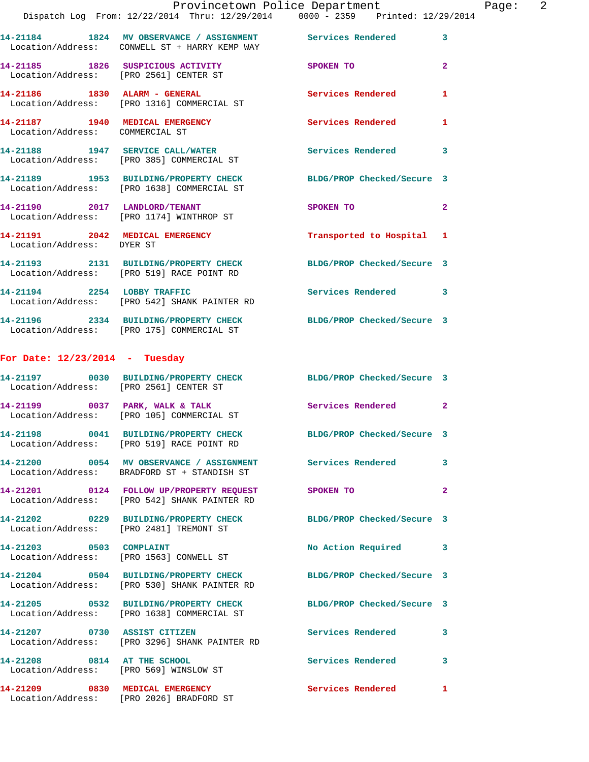14-21184 1824 MV OBSERVANCE / ASSIGNMENT Services Rendered 3
Location/Address: CONWELL ST + HARRY KEMP WAY

14-21185 1826 SUSPICIOUS ACTIVITY SPOKEN TO 2
Location/Address: [PRO 2561] CENTER ST

14-21186 1830 ALARM - GENERAL Services Rendered 1
Location/Address: [PRO 1316] COMMERCIAL ST

14-21187 1940 MEDICAL EMERGENCY Services Rendered 1
Location/Address: COMMERCIAL ST

14-21188 1947 SERVICE CALL/WATER Services Rendered 3
Location/Address: [PRO 385] COMMERCIAL ST

14-21189 1953 BUILDING/PROPERTY CHECK BLDG/PROP Checked/Secure 3
Location/Address: [PRO 1638] COMMERCIAL ST

14-21190 2017 LANDLORD/TENANT SPOKEN TO 2
Location/Address: [PRO 1174] WINTHROP ST

14-21191 2042 MEDICAL EMERGENCY Transported to Hospital 1
Location/Address: DYER ST

14-21193 2131 BUILDING/PROPERTY CHECK BLDG/PROP Checked/Secure 3
Location/Address: [PRO 519] RACE POINT RD

14-21194 2254 LOBBY TRAFFIC Services Rendered 3
Location/Address: [PRO 542] SHANK PAINTER RD

14-21196 2334 BUILDING/PROPERTY CHECK BLDG/PROP Checked/Secure 3
Location/Address: [PRO 175] COMMERCIAL ST

**For Date: 12/23/2014 - Tuesday**

14-21197 0030 BUILDING/PROPERTY CHECK BLDG/PROP Checked/Secure 3
Location/Address: [PRO 2561] CENTER ST

14-21199 0037 PARK, WALK & TALK Services Rendered 2
Location/Address: [PRO 105] COMMERCIAL ST

14-21198 0041 BUILDING/PROPERTY CHECK BLDG/PROP Checked/Secure 3
Location/Address: [PRO 519] RACE POINT RD

14-21200 0054 MV OBSERVANCE / ASSIGNMENT Services Rendered 3
Location/Address: BRADFORD ST + STANDISH ST

14-21201 0124 FOLLOW UP/PROPERTY REQUEST SPOKEN TO 2
Location/Address: [PRO 542] SHANK PAINTER RD

14-21202 0229 BUILDING/PROPERTY CHECK BLDG/PROP Checked/Secure 3
Location/Address: [PRO 2481] TREMONT ST

14-21203 0503 COMPLAINT No Action Required 3
Location/Address: [PRO 1563] CONWELL ST

14-21204 0504 BUILDING/PROPERTY CHECK BLDG/PROP Checked/Secure 3
Location/Address: [PRO 530] SHANK PAINTER RD

14-21205 0532 BUILDING/PROPERTY CHECK BLDG/PROP Checked/Secure 3
Location/Address: [PRO 1638] COMMERCIAL ST

14-21207 0730 ASSIST CITIZEN Services Rendered 3
Location/Address: [PRO 3296] SHANK PAINTER RD

14-21208 0814 AT THE SCHOOL Services Rendered 3
Location/Address: [PRO 569] WINSLOW ST

14-21209 0830 MEDICAL EMERGENCY Services Rendered 1
Location/Address: [PRO 2026] BRADFORD ST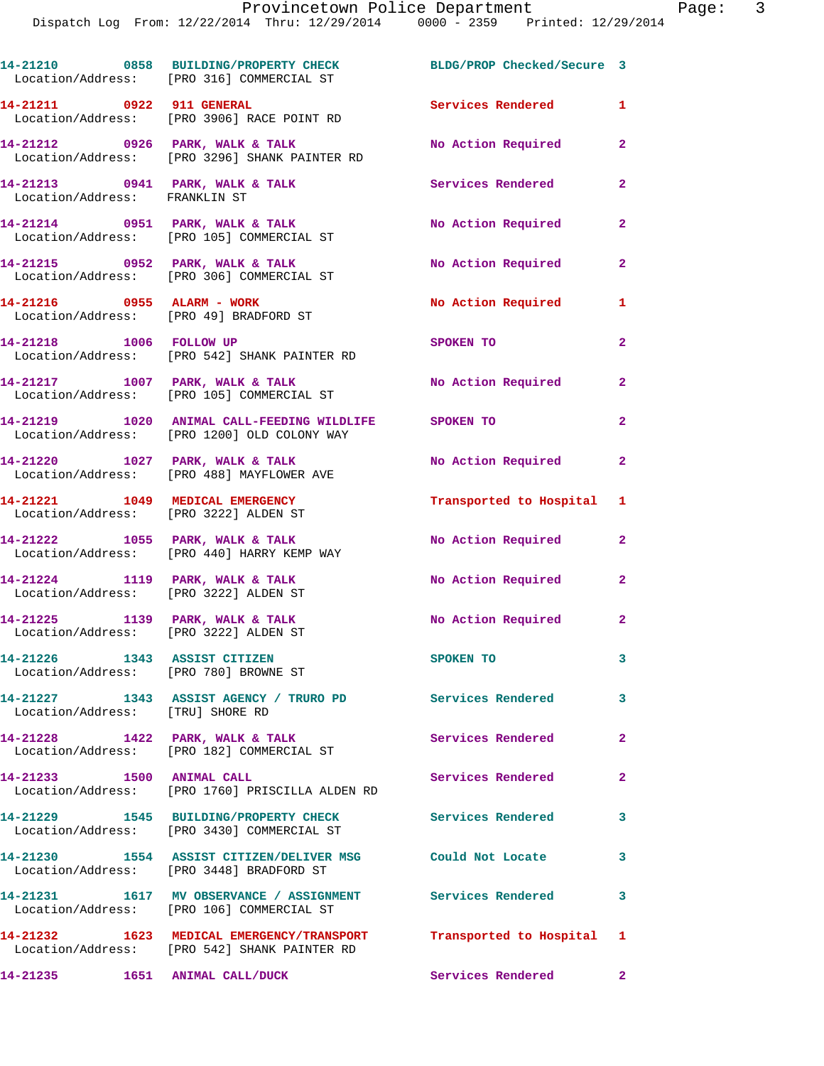14-21210 0858 BUILDING/PROPERTY CHECK BLDG/PROP Checked/Secure 3
Location/Address: [PRO 316] COMMERCIAL ST

14-21211 0922 911 GENERAL Services Rendered 1
Location/Address: [PRO 3906] RACE POINT RD

14-21212 0926 PARK, WALK & TALK No Action Required 2
Location/Address: [PRO 3296] SHANK PAINTER RD

14-21213 0941 PARK, WALK & TALK Services Rendered 2
Location/Address: FRANKLIN ST

14-21214 0951 PARK, WALK & TALK No Action Required 2
Location/Address: [PRO 105] COMMERCIAL ST

14-21215 0952 PARK, WALK & TALK No Action Required 2
Location/Address: [PRO 306] COMMERCIAL ST

14-21216 0955 ALARM - WORK No Action Required 1
Location/Address: [PRO 49] BRADFORD ST

14-21218 1006 FOLLOW UP SPOKEN TO 2
Location/Address: [PRO 542] SHANK PAINTER RD

14-21217 1007 PARK, WALK & TALK No Action Required 2
Location/Address: [PRO 105] COMMERCIAL ST

14-21219 1020 ANIMAL CALL-FEEDING WILDLIFE SPOKEN TO 2
Location/Address: [PRO 1200] OLD COLONY WAY

14-21220 1027 PARK, WALK & TALK No Action Required 2
Location/Address: [PRO 488] MAYFLOWER AVE

14-21221 1049 MEDICAL EMERGENCY Transported to Hospital 1
Location/Address: [PRO 3222] ALDEN ST

14-21222 1055 PARK, WALK & TALK No Action Required 2
Location/Address: [PRO 440] HARRY KEMP WAY

14-21224 1119 PARK, WALK & TALK No Action Required 2
Location/Address: [PRO 3222] ALDEN ST

14-21225 1139 PARK, WALK & TALK No Action Required 2
Location/Address: [PRO 3222] ALDEN ST

14-21226 1343 ASSIST CITIZEN SPOKEN TO 3
Location/Address: [PRO 780] BROWNE ST

14-21227 1343 ASSIST AGENCY / TRURO PD Services Rendered 3
Location/Address: [TRU] SHORE RD

14-21228 1422 PARK, WALK & TALK Services Rendered 2
Location/Address: [PRO 182] COMMERCIAL ST

14-21233 1500 ANIMAL CALL Services Rendered 2
Location/Address: [PRO 1760] PRISCILLA ALDEN RD

14-21229 1545 BUILDING/PROPERTY CHECK Services Rendered 3
Location/Address: [PRO 3430] COMMERCIAL ST

14-21230 1554 ASSIST CITIZEN/DELIVER MSG Could Not Locate 3
Location/Address: [PRO 3448] BRADFORD ST

14-21231 1617 MV OBSERVANCE / ASSIGNMENT Services Rendered 3
Location/Address: [PRO 106] COMMERCIAL ST

14-21232 1623 MEDICAL EMERGENCY/TRANSPORT Transported to Hospital 1
Location/Address: [PRO 542] SHANK PAINTER RD

14-21235 1651 ANIMAL CALL/DUCK Services Rendered 2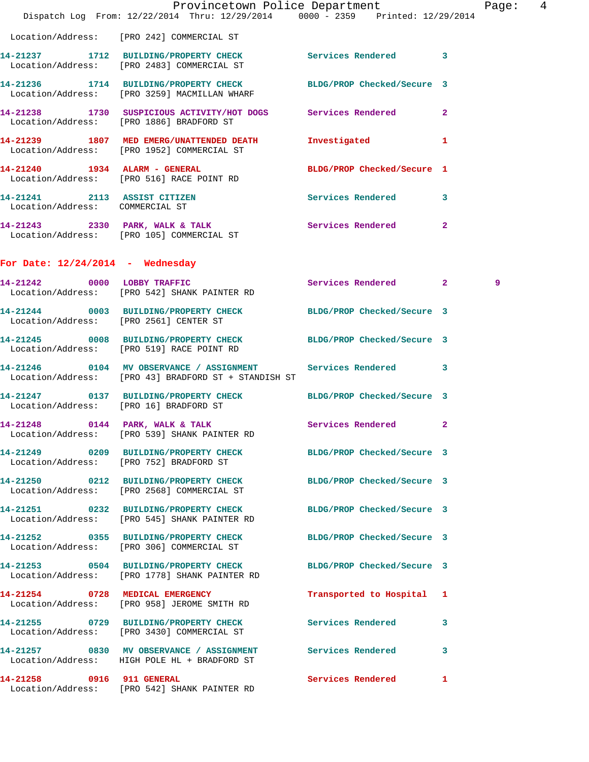Location/Address: [PRO 242] COMMERCIAL ST

| Call # | Time | Call Reason | Action | Priority | |
|---|---|---|---|---|---|
| 14-21237 | 1712 | BUILDING/PROPERTY CHECK | Services Rendered | 3 | |
| Location/Address: [PRO 2483] COMMERCIAL ST | | | | | |
| 14-21236 | 1714 | BUILDING/PROPERTY CHECK | BLDG/PROP Checked/Secure | 3 | |
| Location/Address: [PRO 3259] MACMILLAN WHARF | | | | | |
| 14-21238 | 1730 | SUSPICIOUS ACTIVITY/HOT DOGS | Services Rendered | 2 | |
| Location/Address: [PRO 1886] BRADFORD ST | | | | | |
| 14-21239 | 1807 | MED EMERG/UNATTENDED DEATH | Investigated | 1 | |
| Location/Address: [PRO 1952] COMMERCIAL ST | | | | | |
| 14-21240 | 1934 | ALARM - GENERAL | BLDG/PROP Checked/Secure | 1 | |
| Location/Address: [PRO 516] RACE POINT RD | | | | | |
| 14-21241 | 2113 | ASSIST CITIZEN | Services Rendered | 3 | |
| Location/Address: COMMERCIAL ST | | | | | |
| 14-21243 | 2330 | PARK, WALK & TALK | Services Rendered | 2 | |
| Location/Address: [PRO 105] COMMERCIAL ST | | | | | |

## For Date: 12/24/2014 - Wednesday

| Call # | Time | Call Reason | Action | Priority | |
|---|---|---|---|---|---|
| 14-21242 | 0000 | LOBBY TRAFFIC | Services Rendered | 2 | 9 |
| Location/Address: [PRO 542] SHANK PAINTER RD | | | | | |
| 14-21244 | 0003 | BUILDING/PROPERTY CHECK | BLDG/PROP Checked/Secure | 3 | |
| Location/Address: [PRO 2561] CENTER ST | | | | | |
| 14-21245 | 0008 | BUILDING/PROPERTY CHECK | BLDG/PROP Checked/Secure | 3 | |
| Location/Address: [PRO 519] RACE POINT RD | | | | | |
| 14-21246 | 0104 | MV OBSERVANCE / ASSIGNMENT | Services Rendered | 3 | |
| Location/Address: [PRO 43] BRADFORD ST + STANDISH ST | | | | | |
| 14-21247 | 0137 | BUILDING/PROPERTY CHECK | BLDG/PROP Checked/Secure | 3 | |
| Location/Address: [PRO 16] BRADFORD ST | | | | | |
| 14-21248 | 0144 | PARK, WALK & TALK | Services Rendered | 2 | |
| Location/Address: [PRO 539] SHANK PAINTER RD | | | | | |
| 14-21249 | 0209 | BUILDING/PROPERTY CHECK | BLDG/PROP Checked/Secure | 3 | |
| Location/Address: [PRO 752] BRADFORD ST | | | | | |
| 14-21250 | 0212 | BUILDING/PROPERTY CHECK | BLDG/PROP Checked/Secure | 3 | |
| Location/Address: [PRO 2568] COMMERCIAL ST | | | | | |
| 14-21251 | 0232 | BUILDING/PROPERTY CHECK | BLDG/PROP Checked/Secure | 3 | |
| Location/Address: [PRO 545] SHANK PAINTER RD | | | | | |
| 14-21252 | 0355 | BUILDING/PROPERTY CHECK | BLDG/PROP Checked/Secure | 3 | |
| Location/Address: [PRO 306] COMMERCIAL ST | | | | | |
| 14-21253 | 0504 | BUILDING/PROPERTY CHECK | BLDG/PROP Checked/Secure | 3 | |
| Location/Address: [PRO 1778] SHANK PAINTER RD | | | | | |
| 14-21254 | 0728 | MEDICAL EMERGENCY | Transported to Hospital | 1 | |
| Location/Address: [PRO 958] JEROME SMITH RD | | | | | |
| 14-21255 | 0729 | BUILDING/PROPERTY CHECK | Services Rendered | 3 | |
| Location/Address: [PRO 3430] COMMERCIAL ST | | | | | |
| 14-21257 | 0830 | MV OBSERVANCE / ASSIGNMENT | Services Rendered | 3 | |
| Location/Address: HIGH POLE HL + BRADFORD ST | | | | | |
| 14-21258 | 0916 | 911 GENERAL | Services Rendered | 1 | |
| Location/Address: [PRO 542] SHANK PAINTER RD | | | | | |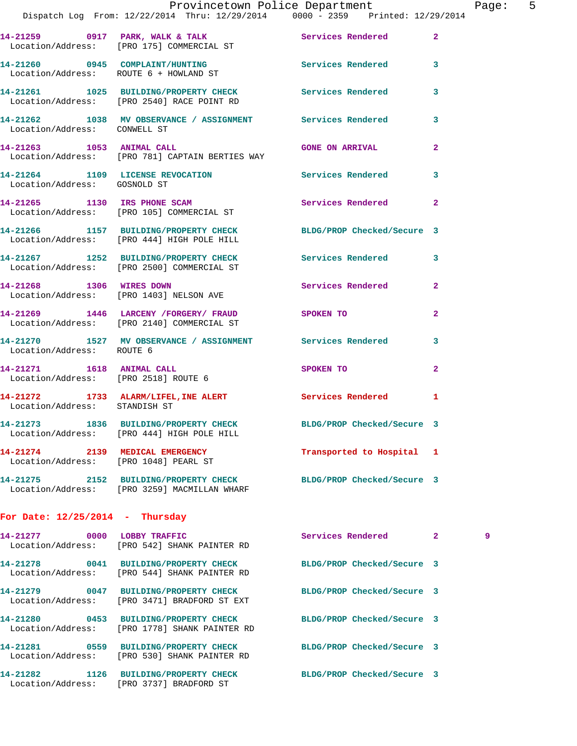14-21259 0917 PARK, WALK & TALK Services Rendered 2
Location/Address: [PRO 175] COMMERCIAL ST

14-21260 0945 COMPLAINT/HUNTING Services Rendered 3
Location/Address: ROUTE 6 + HOWLAND ST

14-21261 1025 BUILDING/PROPERTY CHECK Services Rendered 3
Location/Address: [PRO 2540] RACE POINT RD

14-21262 1038 MV OBSERVANCE / ASSIGNMENT Services Rendered 3
Location/Address: CONWELL ST

14-21263 1053 ANIMAL CALL GONE ON ARRIVAL 2
Location/Address: [PRO 781] CAPTAIN BERTIES WAY

14-21264 1109 LICENSE REVOCATION Services Rendered 3
Location/Address: GOSNOLD ST

14-21265 1130 IRS PHONE SCAM Services Rendered 2
Location/Address: [PRO 105] COMMERCIAL ST

14-21266 1157 BUILDING/PROPERTY CHECK BLDG/PROP Checked/Secure 3
Location/Address: [PRO 444] HIGH POLE HILL

14-21267 1252 BUILDING/PROPERTY CHECK Services Rendered 3
Location/Address: [PRO 2500] COMMERCIAL ST

14-21268 1306 WIRES DOWN Services Rendered 2
Location/Address: [PRO 1403] NELSON AVE

14-21269 1446 LARCENY /FORGERY/ FRAUD SPOKEN TO 2
Location/Address: [PRO 2140] COMMERCIAL ST

14-21270 1527 MV OBSERVANCE / ASSIGNMENT Services Rendered 3
Location/Address: ROUTE 6

14-21271 1618 ANIMAL CALL SPOKEN TO 2
Location/Address: [PRO 2518] ROUTE 6

14-21272 1733 ALARM/LIFEL,INE ALERT Services Rendered 1
Location/Address: STANDISH ST

14-21273 1836 BUILDING/PROPERTY CHECK BLDG/PROP Checked/Secure 3
Location/Address: [PRO 444] HIGH POLE HILL

14-21274 2139 MEDICAL EMERGENCY Transported to Hospital 1
Location/Address: [PRO 1048] PEARL ST

14-21275 2152 BUILDING/PROPERTY CHECK BLDG/PROP Checked/Secure 3
Location/Address: [PRO 3259] MACMILLAN WHARF

**For Date: 12/25/2014 - Thursday**

14-21277 0000 LOBBY TRAFFIC Services Rendered 2 9
Location/Address: [PRO 542] SHANK PAINTER RD

14-21278 0041 BUILDING/PROPERTY CHECK BLDG/PROP Checked/Secure 3
Location/Address: [PRO 544] SHANK PAINTER RD

14-21279 0047 BUILDING/PROPERTY CHECK BLDG/PROP Checked/Secure 3
Location/Address: [PRO 3471] BRADFORD ST EXT

14-21280 0453 BUILDING/PROPERTY CHECK BLDG/PROP Checked/Secure 3
Location/Address: [PRO 1778] SHANK PAINTER RD

14-21281 0559 BUILDING/PROPERTY CHECK BLDG/PROP Checked/Secure 3
Location/Address: [PRO 530] SHANK PAINTER RD

14-21282 1126 BUILDING/PROPERTY CHECK BLDG/PROP Checked/Secure 3
Location/Address: [PRO 3737] BRADFORD ST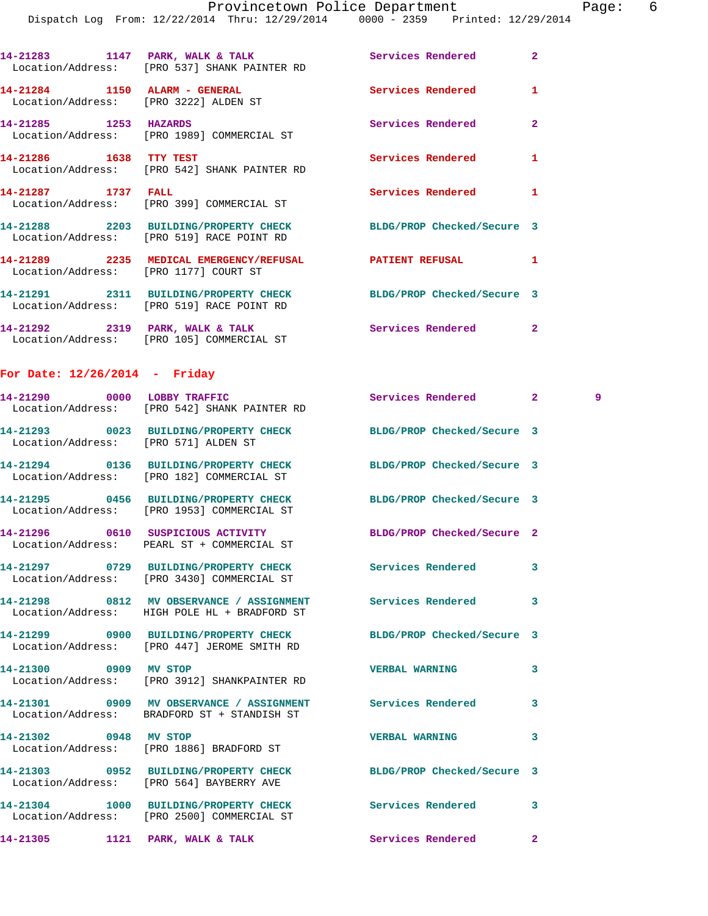14-21283 1147 PARK, WALK & TALK Services Rendered 2
 Location/Address: [PRO 537] SHANK PAINTER RD

14-21284 1150 ALARM - GENERAL Services Rendered 1
 Location/Address: [PRO 3222] ALDEN ST

14-21285 1253 HAZARDS Services Rendered 2
 Location/Address: [PRO 1989] COMMERCIAL ST

14-21286 1638 TTY TEST Services Rendered 1
 Location/Address: [PRO 542] SHANK PAINTER RD

14-21287 1737 FALL Services Rendered 1
 Location/Address: [PRO 399] COMMERCIAL ST

14-21288 2203 BUILDING/PROPERTY CHECK BLDG/PROP Checked/Secure 3
 Location/Address: [PRO 519] RACE POINT RD

14-21289 2235 MEDICAL EMERGENCY/REFUSAL PATIENT REFUSAL 1
 Location/Address: [PRO 1177] COURT ST

14-21291 2311 BUILDING/PROPERTY CHECK BLDG/PROP Checked/Secure 3
 Location/Address: [PRO 519] RACE POINT RD

14-21292 2319 PARK, WALK & TALK Services Rendered 2
 Location/Address: [PRO 105] COMMERCIAL ST

**For Date: 12/26/2014 - Friday**

14-21290 0000 LOBBY TRAFFIC Services Rendered 2 9
 Location/Address: [PRO 542] SHANK PAINTER RD

14-21293 0023 BUILDING/PROPERTY CHECK BLDG/PROP Checked/Secure 3
 Location/Address: [PRO 571] ALDEN ST

14-21294 0136 BUILDING/PROPERTY CHECK BLDG/PROP Checked/Secure 3
 Location/Address: [PRO 182] COMMERCIAL ST

14-21295 0456 BUILDING/PROPERTY CHECK BLDG/PROP Checked/Secure 3
 Location/Address: [PRO 1953] COMMERCIAL ST

14-21296 0610 SUSPICIOUS ACTIVITY BLDG/PROP Checked/Secure 2
 Location/Address: PEARL ST + COMMERCIAL ST

14-21297 0729 BUILDING/PROPERTY CHECK Services Rendered 3
 Location/Address: [PRO 3430] COMMERCIAL ST

14-21298 0812 MV OBSERVANCE / ASSIGNMENT Services Rendered 3
 Location/Address: HIGH POLE HL + BRADFORD ST

14-21299 0900 BUILDING/PROPERTY CHECK BLDG/PROP Checked/Secure 3
 Location/Address: [PRO 447] JEROME SMITH RD

14-21300 0909 MV STOP VERBAL WARNING 3
 Location/Address: [PRO 3912] SHANKPAINTER RD

14-21301 0909 MV OBSERVANCE / ASSIGNMENT Services Rendered 3
 Location/Address: BRADFORD ST + STANDISH ST

14-21302 0948 MV STOP VERBAL WARNING 3
 Location/Address: [PRO 1886] BRADFORD ST

14-21303 0952 BUILDING/PROPERTY CHECK BLDG/PROP Checked/Secure 3
 Location/Address: [PRO 564] BAYBERRY AVE

14-21304 1000 BUILDING/PROPERTY CHECK Services Rendered 3
 Location/Address: [PRO 2500] COMMERCIAL ST

14-21305 1121 PARK, WALK & TALK Services Rendered 2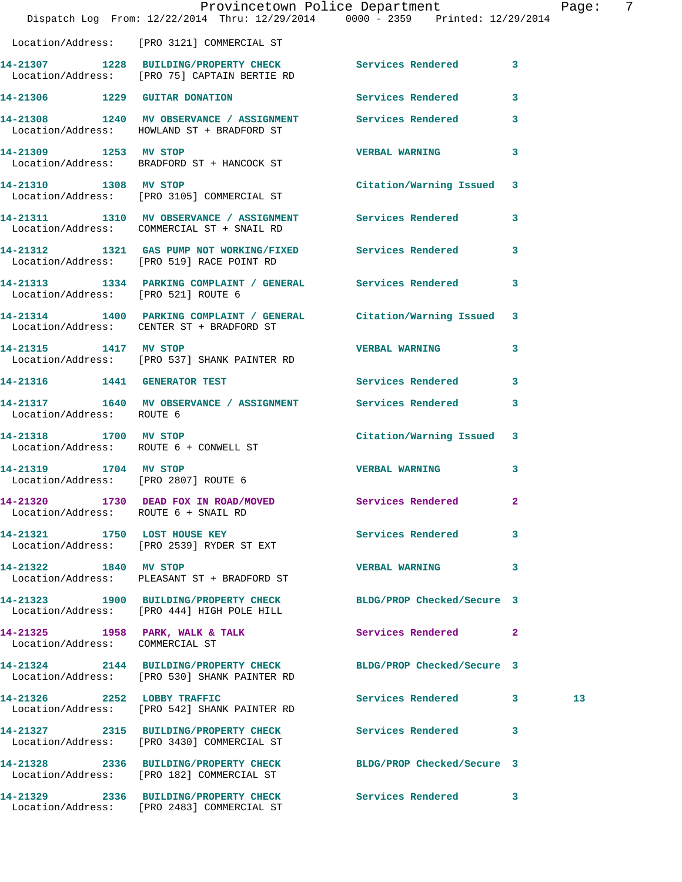Location/Address: [PRO 3121] COMMERCIAL ST

| Call # | Time | Call Reason | Action | Priority | |
|---|---|---|---|---|---|
| 14-21307 | 1228 | BUILDING/PROPERTY CHECK<br>Location/Address: [PRO 75] CAPTAIN BERTIE RD | Services Rendered | 3 | |
| 14-21306 | 1229 | GUITAR DONATION | Services Rendered | 3 | |
| 14-21308 | 1240 | MV OBSERVANCE / ASSIGNMENT<br>Location/Address: HOWLAND ST + BRADFORD ST | Services Rendered | 3 | |
| 14-21309 | 1253 | MV STOP<br>Location/Address: BRADFORD ST + HANCOCK ST | VERBAL WARNING | 3 | |
| 14-21310 | 1308 | MV STOP<br>Location/Address: [PRO 3105] COMMERCIAL ST | Citation/Warning Issued | 3 | |
| 14-21311 | 1310 | MV OBSERVANCE / ASSIGNMENT<br>Location/Address: COMMERCIAL ST + SNAIL RD | Services Rendered | 3 | |
| 14-21312 | 1321 | GAS PUMP NOT WORKING/FIXED<br>Location/Address: [PRO 519] RACE POINT RD | Services Rendered | 3 | |
| 14-21313 | 1334 | PARKING COMPLAINT / GENERAL<br>Location/Address: [PRO 521] ROUTE 6 | Services Rendered | 3 | |
| 14-21314 | 1400 | PARKING COMPLAINT / GENERAL<br>Location/Address: CENTER ST + BRADFORD ST | Citation/Warning Issued | 3 | |
| 14-21315 | 1417 | MV STOP<br>Location/Address: [PRO 537] SHANK PAINTER RD | VERBAL WARNING | 3 | |
| 14-21316 | 1441 | GENERATOR TEST | Services Rendered | 3 | |
| 14-21317 | 1640 | MV OBSERVANCE / ASSIGNMENT<br>Location/Address: ROUTE 6 | Services Rendered | 3 | |
| 14-21318 | 1700 | MV STOP<br>Location/Address: ROUTE 6 + CONWELL ST | Citation/Warning Issued | 3 | |
| 14-21319 | 1704 | MV STOP<br>Location/Address: [PRO 2807] ROUTE 6 | VERBAL WARNING | 3 | |
| 14-21320 | 1730 | DEAD FOX IN ROAD/MOVED<br>Location/Address: ROUTE 6 + SNAIL RD | Services Rendered | 2 | |
| 14-21321 | 1750 | LOST HOUSE KEY<br>Location/Address: [PRO 2539] RYDER ST EXT | Services Rendered | 3 | |
| 14-21322 | 1840 | MV STOP<br>Location/Address: PLEASANT ST + BRADFORD ST | VERBAL WARNING | 3 | |
| 14-21323 | 1900 | BUILDING/PROPERTY CHECK<br>Location/Address: [PRO 444] HIGH POLE HILL | BLDG/PROP Checked/Secure | 3 | |
| 14-21325 | 1958 | PARK, WALK & TALK<br>Location/Address: COMMERCIAL ST | Services Rendered | 2 | |
| 14-21324 | 2144 | BUILDING/PROPERTY CHECK<br>Location/Address: [PRO 530] SHANK PAINTER RD | BLDG/PROP Checked/Secure | 3 | |
| 14-21326 | 2252 | LOBBY TRAFFIC<br>Location/Address: [PRO 542] SHANK PAINTER RD | Services Rendered | 3 | 13 |
| 14-21327 | 2315 | BUILDING/PROPERTY CHECK<br>Location/Address: [PRO 3430] COMMERCIAL ST | Services Rendered | 3 | |
| 14-21328 | 2336 | BUILDING/PROPERTY CHECK<br>Location/Address: [PRO 182] COMMERCIAL ST | BLDG/PROP Checked/Secure | 3 | |
| 14-21329 | 2336 | BUILDING/PROPERTY CHECK<br>Location/Address: [PRO 2483] COMMERCIAL ST | Services Rendered | 3 | |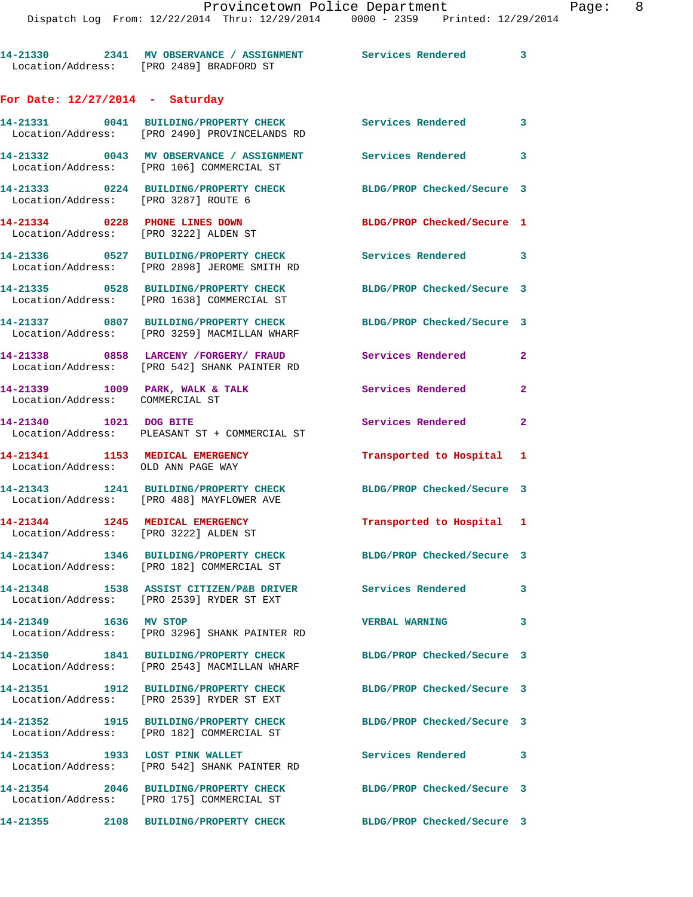```
14-21330        2341  MV OBSERVANCE / ASSIGNMENT        Services Rendered         3
  Location/Address:    [PRO 2489] BRADFORD ST
```

## For Date: 12/27/2014 - Saturday

```
14-21331        0041  BUILDING/PROPERTY CHECK           Services Rendered         3
  Location/Address:    [PRO 2490] PROVINCELANDS RD

14-21332        0043  MV OBSERVANCE / ASSIGNMENT        Services Rendered         3
  Location/Address:    [PRO 106] COMMERCIAL ST

14-21333        0224  BUILDING/PROPERTY CHECK           BLDG/PROP Checked/Secure  3
  Location/Address:    [PRO 3287] ROUTE 6

14-21334        0228  PHONE LINES DOWN                  BLDG/PROP Checked/Secure  1
  Location/Address:    [PRO 3222] ALDEN ST

14-21336        0527  BUILDING/PROPERTY CHECK           Services Rendered         3
  Location/Address:    [PRO 2898] JEROME SMITH RD

14-21335        0528  BUILDING/PROPERTY CHECK           BLDG/PROP Checked/Secure  3
  Location/Address:    [PRO 1638] COMMERCIAL ST

14-21337        0807  BUILDING/PROPERTY CHECK           BLDG/PROP Checked/Secure  3
  Location/Address:    [PRO 3259] MACMILLAN WHARF

14-21338        0858  LARCENY /FORGERY/ FRAUD           Services Rendered         2
  Location/Address:    [PRO 542] SHANK PAINTER RD

14-21339        1009  PARK, WALK & TALK                 Services Rendered         2
  Location/Address:    COMMERCIAL ST

14-21340        1021  DOG BITE                          Services Rendered         2
  Location/Address:    PLEASANT ST + COMMERCIAL ST

14-21341        1153  MEDICAL EMERGENCY                 Transported to Hospital   1
  Location/Address:    OLD ANN PAGE WAY

14-21343        1241  BUILDING/PROPERTY CHECK           BLDG/PROP Checked/Secure  3
  Location/Address:    [PRO 488] MAYFLOWER AVE

14-21344        1245  MEDICAL EMERGENCY                 Transported to Hospital   1
  Location/Address:    [PRO 3222] ALDEN ST

14-21347        1346  BUILDING/PROPERTY CHECK           BLDG/PROP Checked/Secure  3
  Location/Address:    [PRO 182] COMMERCIAL ST

14-21348        1538  ASSIST CITIZEN/P&B DRIVER         Services Rendered         3
  Location/Address:    [PRO 2539] RYDER ST EXT

14-21349        1636  MV STOP                           VERBAL WARNING            3
  Location/Address:    [PRO 3296] SHANK PAINTER RD

14-21350        1841  BUILDING/PROPERTY CHECK           BLDG/PROP Checked/Secure  3
  Location/Address:    [PRO 2543] MACMILLAN WHARF

14-21351        1912  BUILDING/PROPERTY CHECK           BLDG/PROP Checked/Secure  3
  Location/Address:    [PRO 2539] RYDER ST EXT

14-21352        1915  BUILDING/PROPERTY CHECK           BLDG/PROP Checked/Secure  3
  Location/Address:    [PRO 182] COMMERCIAL ST

14-21353        1933  LOST PINK WALLET                  Services Rendered         3
  Location/Address:    [PRO 542] SHANK PAINTER RD

14-21354        2046  BUILDING/PROPERTY CHECK           BLDG/PROP Checked/Secure  3
  Location/Address:    [PRO 175] COMMERCIAL ST

14-21355        2108  BUILDING/PROPERTY CHECK           BLDG/PROP Checked/Secure  3
```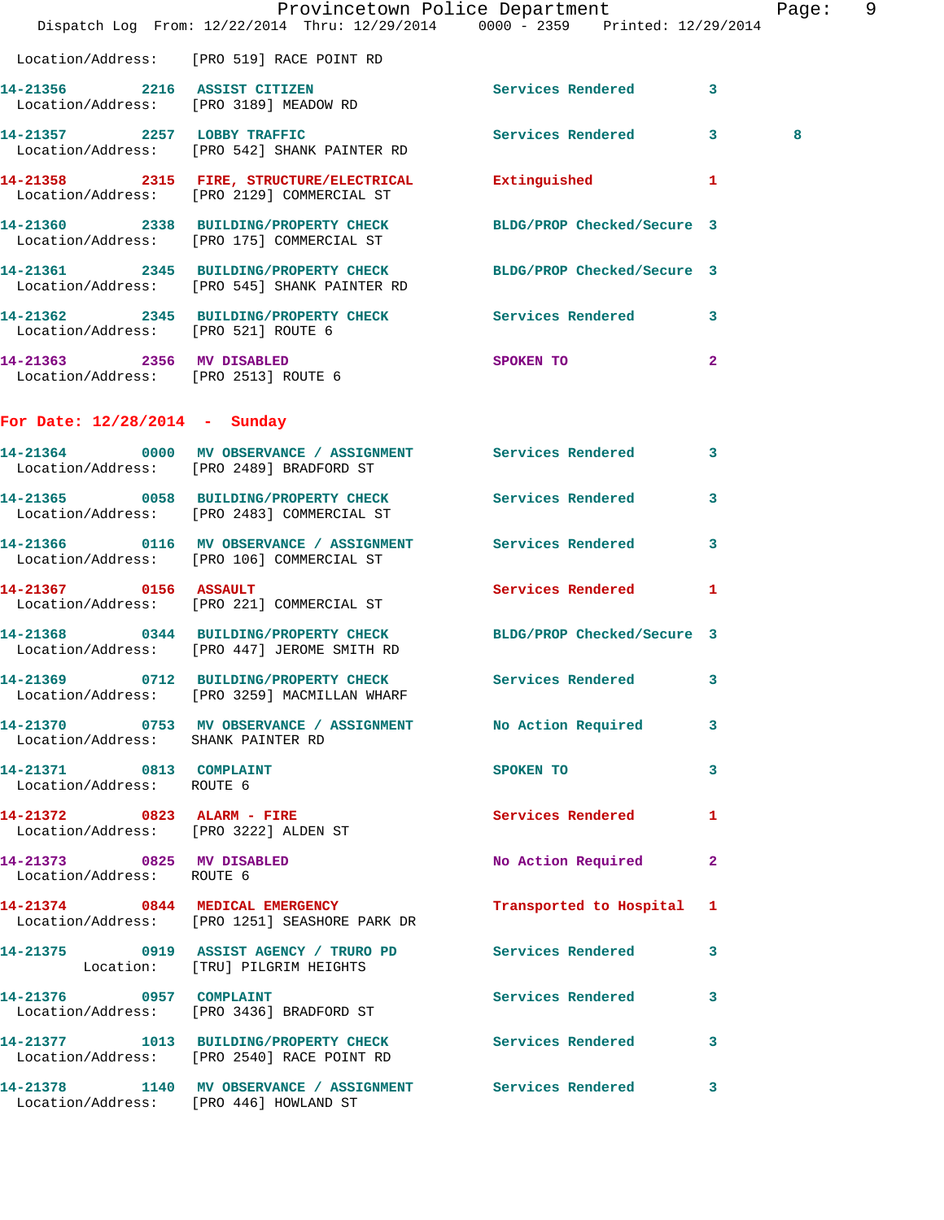Location/Address: [PRO 519] RACE POINT RD

| Call # | Time | Call Reason | Action | Priority | |
|---|---|---|---|---|---|
| 14-21356 | 2216 | ASSIST CITIZEN | Services Rendered | 3 | |
| | | Location/Address: [PRO 3189] MEADOW RD | | | |
| 14-21357 | 2257 | LOBBY TRAFFIC | Services Rendered | 3 | 8 |
| | | Location/Address: [PRO 542] SHANK PAINTER RD | | | |
| 14-21358 | 2315 | FIRE, STRUCTURE/ELECTRICAL | Extinguished | 1 | |
| | | Location/Address: [PRO 2129] COMMERCIAL ST | | | |
| 14-21360 | 2338 | BUILDING/PROPERTY CHECK | BLDG/PROP Checked/Secure | 3 | |
| | | Location/Address: [PRO 175] COMMERCIAL ST | | | |
| 14-21361 | 2345 | BUILDING/PROPERTY CHECK | BLDG/PROP Checked/Secure | 3 | |
| | | Location/Address: [PRO 545] SHANK PAINTER RD | | | |
| 14-21362 | 2345 | BUILDING/PROPERTY CHECK | Services Rendered | 3 | |
| | | Location/Address: [PRO 521] ROUTE 6 | | | |
| 14-21363 | 2356 | MV DISABLED | SPOKEN TO | 2 | |
| | | Location/Address: [PRO 2513] ROUTE 6 | | | |

## For Date: 12/28/2014 - Sunday

| Call # | Time | Call Reason | Action | Priority |
|---|---|---|---|---|
| 14-21364 | 0000 | MV OBSERVANCE / ASSIGNMENT | Services Rendered | 3 |
| | | Location/Address: [PRO 2489] BRADFORD ST | | |
| 14-21365 | 0058 | BUILDING/PROPERTY CHECK | Services Rendered | 3 |
| | | Location/Address: [PRO 2483] COMMERCIAL ST | | |
| 14-21366 | 0116 | MV OBSERVANCE / ASSIGNMENT | Services Rendered | 3 |
| | | Location/Address: [PRO 106] COMMERCIAL ST | | |
| 14-21367 | 0156 | ASSAULT | Services Rendered | 1 |
| | | Location/Address: [PRO 221] COMMERCIAL ST | | |
| 14-21368 | 0344 | BUILDING/PROPERTY CHECK | BLDG/PROP Checked/Secure | 3 |
| | | Location/Address: [PRO 447] JEROME SMITH RD | | |
| 14-21369 | 0712 | BUILDING/PROPERTY CHECK | Services Rendered | 3 |
| | | Location/Address: [PRO 3259] MACMILLAN WHARF | | |
| 14-21370 | 0753 | MV OBSERVANCE / ASSIGNMENT | No Action Required | 3 |
| | | Location/Address: SHANK PAINTER RD | | |
| 14-21371 | 0813 | COMPLAINT | SPOKEN TO | 3 |
| | | Location/Address: ROUTE 6 | | |
| 14-21372 | 0823 | ALARM - FIRE | Services Rendered | 1 |
| | | Location/Address: [PRO 3222] ALDEN ST | | |
| 14-21373 | 0825 | MV DISABLED | No Action Required | 2 |
| | | Location/Address: ROUTE 6 | | |
| 14-21374 | 0844 | MEDICAL EMERGENCY | Transported to Hospital | 1 |
| | | Location/Address: [PRO 1251] SEASHORE PARK DR | | |
| 14-21375 | 0919 | ASSIST AGENCY / TRURO PD | Services Rendered | 3 |
| | | Location: [TRU] PILGRIM HEIGHTS | | |
| 14-21376 | 0957 | COMPLAINT | Services Rendered | 3 |
| | | Location/Address: [PRO 3436] BRADFORD ST | | |
| 14-21377 | 1013 | BUILDING/PROPERTY CHECK | Services Rendered | 3 |
| | | Location/Address: [PRO 2540] RACE POINT RD | | |
| 14-21378 | 1140 | MV OBSERVANCE / ASSIGNMENT | Services Rendered | 3 |
| | | Location/Address: [PRO 446] HOWLAND ST | | |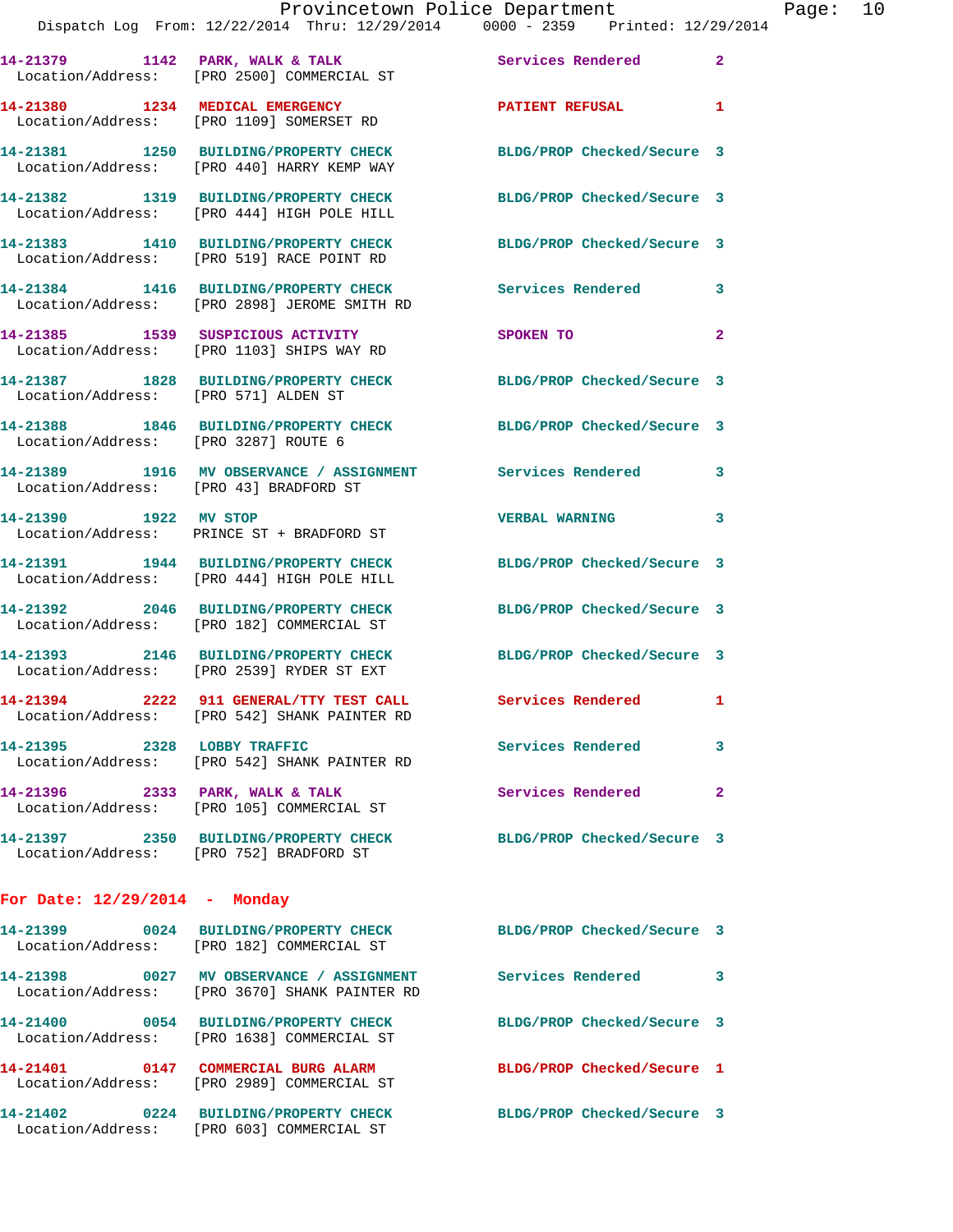14-21379 1142 PARK, WALK & TALK Services Rendered 2
Location/Address: [PRO 2500] COMMERCIAL ST

14-21380 1234 MEDICAL EMERGENCY PATIENT REFUSAL 1
Location/Address: [PRO 1109] SOMERSET RD

14-21381 1250 BUILDING/PROPERTY CHECK BLDG/PROP Checked/Secure 3
Location/Address: [PRO 440] HARRY KEMP WAY

14-21382 1319 BUILDING/PROPERTY CHECK BLDG/PROP Checked/Secure 3
Location/Address: [PRO 444] HIGH POLE HILL

14-21383 1410 BUILDING/PROPERTY CHECK BLDG/PROP Checked/Secure 3
Location/Address: [PRO 519] RACE POINT RD

14-21384 1416 BUILDING/PROPERTY CHECK Services Rendered 3
Location/Address: [PRO 2898] JEROME SMITH RD

14-21385 1539 SUSPICIOUS ACTIVITY SPOKEN TO 2
Location/Address: [PRO 1103] SHIPS WAY RD

14-21387 1828 BUILDING/PROPERTY CHECK BLDG/PROP Checked/Secure 3
Location/Address: [PRO 571] ALDEN ST

14-21388 1846 BUILDING/PROPERTY CHECK BLDG/PROP Checked/Secure 3
Location/Address: [PRO 3287] ROUTE 6

14-21389 1916 MV OBSERVANCE / ASSIGNMENT Services Rendered 3
Location/Address: [PRO 43] BRADFORD ST

14-21390 1922 MV STOP VERBAL WARNING 3
Location/Address: PRINCE ST + BRADFORD ST

14-21391 1944 BUILDING/PROPERTY CHECK BLDG/PROP Checked/Secure 3
Location/Address: [PRO 444] HIGH POLE HILL

14-21392 2046 BUILDING/PROPERTY CHECK BLDG/PROP Checked/Secure 3
Location/Address: [PRO 182] COMMERCIAL ST

14-21393 2146 BUILDING/PROPERTY CHECK BLDG/PROP Checked/Secure 3
Location/Address: [PRO 2539] RYDER ST EXT

14-21394 2222 911 GENERAL/TTY TEST CALL Services Rendered 1
Location/Address: [PRO 542] SHANK PAINTER RD

14-21395 2328 LOBBY TRAFFIC Services Rendered 3
Location/Address: [PRO 542] SHANK PAINTER RD

14-21396 2333 PARK, WALK & TALK Services Rendered 2
Location/Address: [PRO 105] COMMERCIAL ST

14-21397 2350 BUILDING/PROPERTY CHECK BLDG/PROP Checked/Secure 3
Location/Address: [PRO 752] BRADFORD ST

## For Date: 12/29/2014 - Monday

14-21399 0024 BUILDING/PROPERTY CHECK BLDG/PROP Checked/Secure 3
Location/Address: [PRO 182] COMMERCIAL ST

14-21398 0027 MV OBSERVANCE / ASSIGNMENT Services Rendered 3
Location/Address: [PRO 3670] SHANK PAINTER RD

14-21400 0054 BUILDING/PROPERTY CHECK BLDG/PROP Checked/Secure 3
Location/Address: [PRO 1638] COMMERCIAL ST

14-21401 0147 COMMERCIAL BURG ALARM BLDG/PROP Checked/Secure 1
Location/Address: [PRO 2989] COMMERCIAL ST

14-21402 0224 BUILDING/PROPERTY CHECK BLDG/PROP Checked/Secure 3
Location/Address: [PRO 603] COMMERCIAL ST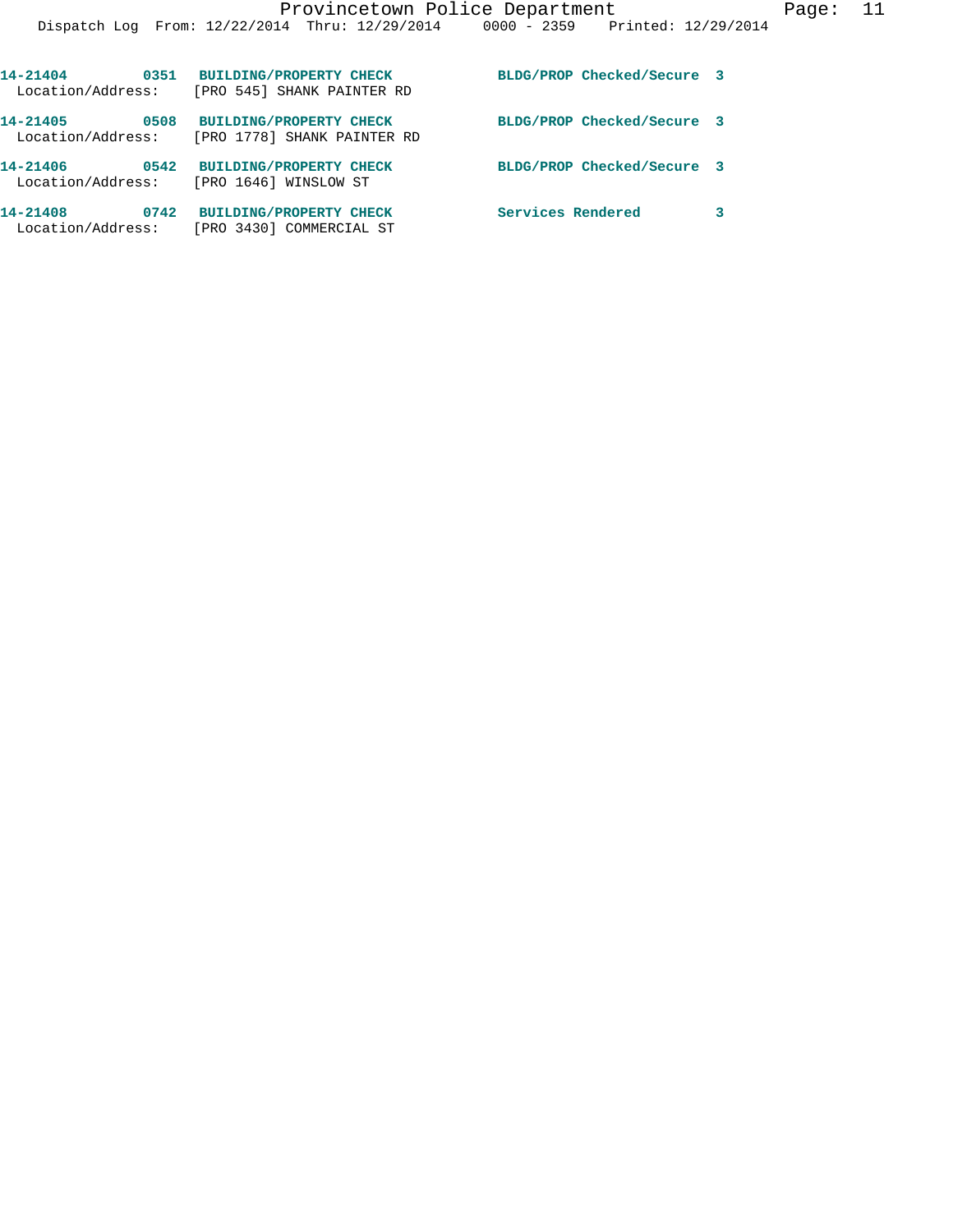14-21404 0351 BUILDING/PROPERTY CHECK BLDG/PROP Checked/Secure 3
Location/Address: [PRO 545] SHANK PAINTER RD

14-21405 0508 BUILDING/PROPERTY CHECK BLDG/PROP Checked/Secure 3
Location/Address: [PRO 1778] SHANK PAINTER RD

14-21406 0542 BUILDING/PROPERTY CHECK BLDG/PROP Checked/Secure 3
Location/Address: [PRO 1646] WINSLOW ST

14-21408 0742 BUILDING/PROPERTY CHECK Services Rendered 3
Location/Address: [PRO 3430] COMMERCIAL ST